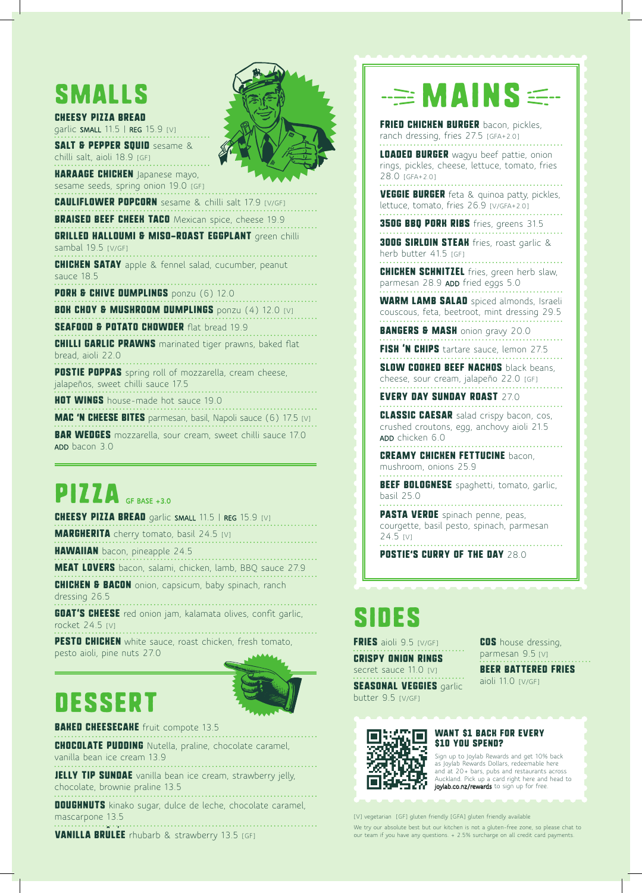# SMALLS

**CHEESY PIZZA BREAD** garlic SMALL 11.5 | REG 15.9 [V]

**SALT & PEPPER SQUID** sesame & chilli salt, aioli 18.9 [GF]

**KARAAGE CHICKEN** Japanese mayo, sesame seeds, spring onion 19.0 [GF]

**CAULIFLOWER POPCORN** sesame & chilli salt 17.9 [V/GF]

**BRAISED BEEF CHEEK TACO** Mexican spice, cheese 19.9

**GRILLED HALLOUMI & MISO-ROAST EGGPLANT** green chilli sambal 19.5 [V/GF]

**CHICKEN SATAY** apple & fennel salad, cucumber, peanut sauce 18.5

**PORK & CHIVE DUMPLINGS** ponzu (6) 12.0

**BOK CHOY & MUSHROOM DUMPLINGS** ponzu (4) 12.0 [V]

**SEAFOOD & POTATO CHOWDER** flat bread 19.9

**CHILLI GARLIC PRAWNS** marinated tiger prawns, baked flat bread, aioli 22.0

**POSTIE POPPAS** spring roll of mozzarella, cream cheese, jalapeños, sweet chilli sauce 17.5

**HOT WINGS** house-made hot sauce 19.0

**MAC 'N CHEESE BITES** parmesan, basil, Napoli sauce (6) 17.5 [V]

**BAR WEDGES** mozzarella, sour cream, sweet chilli sauce 17.0
ADD bacon 3.0

# PIZZA

GF BASE +3.0

**CHEESY PIZZA BREAD** garlic SMALL 11.5 | REG 15.9 [V]

**MARGHERITA** cherry tomato, basil 24.5 [V]

**HAWAIIAN** bacon, pineapple 24.5

**MEAT LOVERS** bacon, salami, chicken, lamb, BBQ sauce 27.9

**CHICKEN & BACON** onion, capsicum, baby spinach, ranch dressing 26.5

**GOAT'S CHEESE** red onion jam, kalamata olives, confit garlic, rocket 24.5 [V]

**PESTO CHICKEN** white sauce, roast chicken, fresh tomato, pesto aioli, pine nuts 27.0

# DESSERT

**BAKED CHEESECAKE** fruit compote 13.5

**CHOCOLATE PUDDING** Nutella, praline, chocolate caramel, vanilla bean ice cream 13.9

**JELLY TIP SUNDAE** vanilla bean ice cream, strawberry jelly, chocolate, brownie praline 13.5

**DOUGHNUTS** kinako sugar, dulce de leche, chocolate caramel, mascarpone 13.5

**VANILLA BRÛLÉE** rhubarb & strawberry 13.5 [GF]

# MAINS

**FRIED CHICKEN BURGER** bacon, pickles, ranch dressing, fries 27.5 [GFA+2.0]

**LOADED BURGER** wagyu beef pattie, onion rings, pickles, cheese, lettuce, tomato, fries 28.0 [GFA+2.0]

**VEGGIE BURGER** feta & quinoa patty, pickles, lettuce, tomato, fries 26.9 [V/GFA+2.0]

**350G BBQ PORK RIBS** fries, greens 31.5

**300G SIRLOIN STEAK** fries, roast garlic & herb butter 41.5 [GF]

**CHICKEN SCHNITZEL** fries, green herb slaw, parmesan 28.9 ADD fried eggs 5.0

**WARM LAMB SALAD** spiced almonds, Israeli couscous, feta, beetroot, mint dressing 29.5

**BANGERS & MASH** onion gravy 20.0

**FISH 'N CHIPS** tartare sauce, lemon 27.5

**SLOW COOKED BEEF NACHOS** black beans, cheese, sour cream, jalapeño 22.0 [GF]

**EVERY DAY SUNDAY ROAST** 27.0

**CLASSIC CAESAR** salad crispy bacon, cos, crushed croutons, egg, anchovy aioli 21.5
ADD chicken 6.0

**CREAMY CHICKEN FETTUCINE** bacon, mushroom, onions 25.9

**BEEF BOLOGNESE** spaghetti, tomato, garlic, basil 25.0

**PASTA VERDE** spinach penne, peas, courgette, basil pesto, spinach, parmesan 24.5 [V]

**POSTIE'S CURRY OF THE DAY** 28.0

# SIDES

**FRIES** aioli 9.5 [V/GF]

**CRISPY ONION RINGS** secret sauce 11.0 [V]

**SEASONAL VEGGIES** garlic butter 9.5 [V/GF]

**COS** house dressing, parmesan 9.5 [V]

**BEER BATTERED FRIES** aioli 11.0 [V/GF]

### WANT $1 BACK FOR EVERY $10 YOU SPEND?

Sign up to Joylab Rewards and get 10% back as Joylab Rewards Dollars, redeemable here and at 20+ bars, pubs and restaurants across Auckland. Pick up a card right here and head to **joylab.co.nz/rewards** to sign up for free.

[V] vegetarian [GF] gluten friendly [GFA] gluten friendly available

We try our absolute best but our kitchen is not a gluten-free zone, so please chat to our team if you have any questions. + 2.5% surcharge on all credit card payments.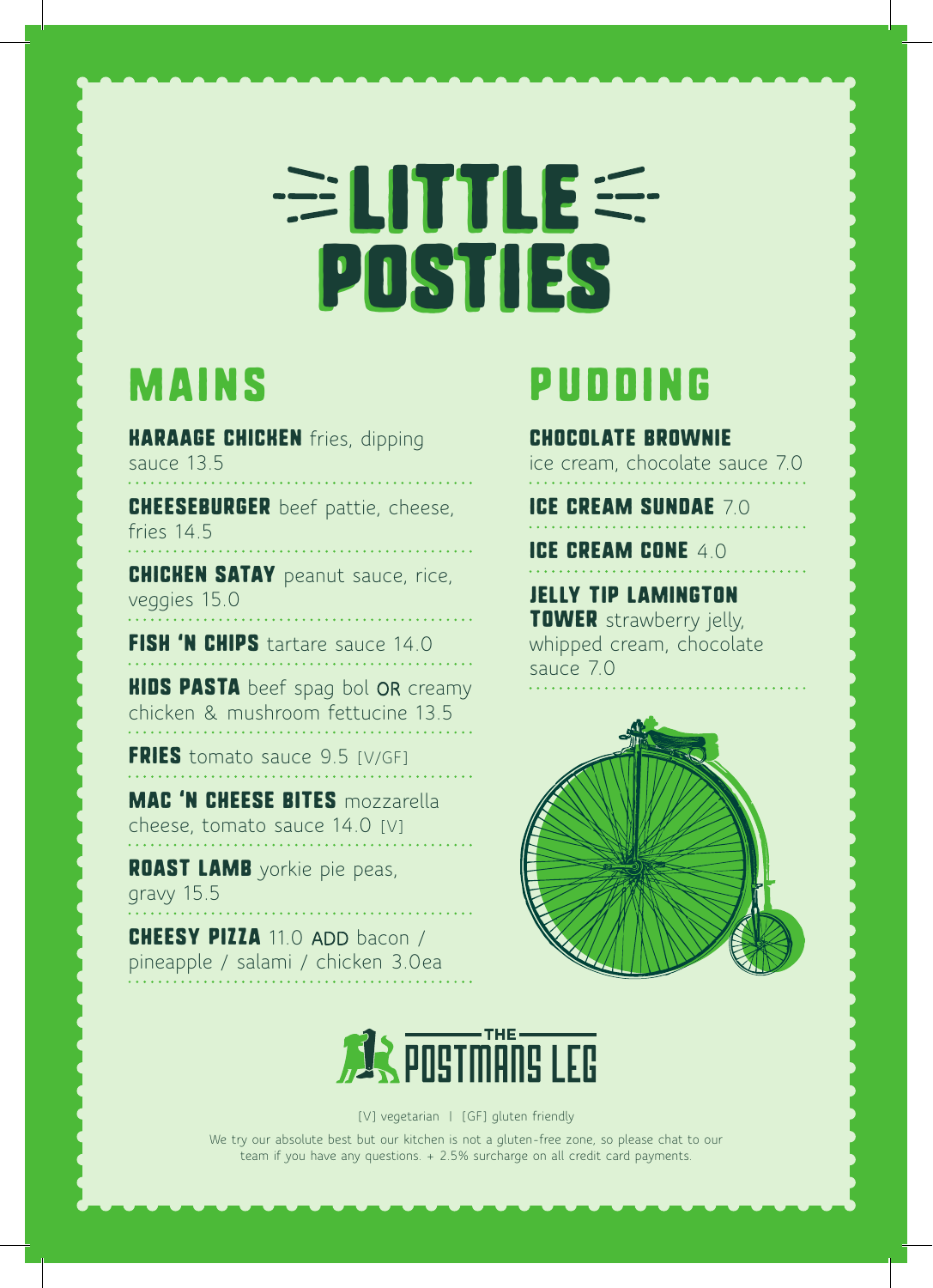# LITTLE POSTIES

## MAINS

**KARAAGE CHICKEN** fries, dipping sauce 13.5

**CHEESEBURGER** beef pattie, cheese, fries 14.5

**CHICKEN SATAY** peanut sauce, rice, veggies 15.0

**FISH 'N CHIPS** tartare sauce 14.0

**KIDS PASTA** beef spag bol OR creamy chicken & mushroom fettucine 13.5

**FRIES** tomato sauce 9.5 [V/GF]

**MAC 'N CHEESE BITES** mozzarella cheese, tomato sauce 14.0 [V]

**ROAST LAMB** yorkie pie peas, gravy 15.5

**CHEESY PIZZA** 11.0 ADD bacon / pineapple / salami / chicken 3.0ea

## PUDDING

**CHOCOLATE BROWNIE** ice cream, chocolate sauce 7.0

**ICE CREAM SUNDAE** 7.0

**ICE CREAM CONE** 4.0

**JELLY TIP LAMINGTON TOWER** strawberry jelly, whipped cream, chocolate sauce 7.0

THE POSTMANS LEG

[V] vegetarian | [GF] gluten friendly

We try our absolute best but our kitchen is not a gluten-free zone, so please chat to our team if you have any questions. + 2.5% surcharge on all credit card payments.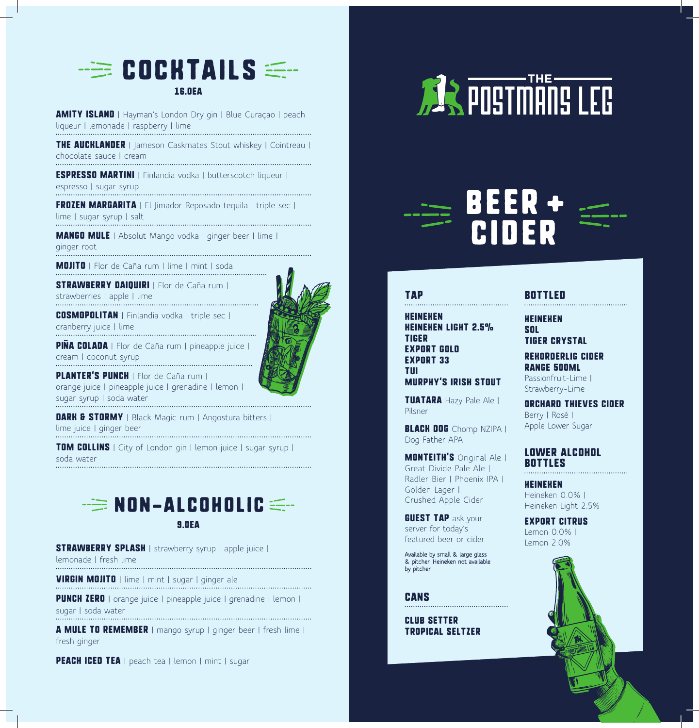# COCKTAILS

**16.0EA**

**AMITY ISLAND** | Hayman's London Dry gin | Blue Curaçao | peach liqueur | lemonade | raspberry | lime

**THE AUCKLANDER** | Jameson Caskmates Stout whiskey | Cointreau | chocolate sauce | cream

**ESPRESSO MARTINI** | Finlandia vodka | butterscotch liqueur | espresso | sugar syrup

**FROZEN MARGARITA** | El Jimador Reposado tequila | triple sec | lime | sugar syrup | salt

**MANGO MULE** | Absolut Mango vodka | ginger beer | lime | ginger root

**MOJITO** | Flor de Caña rum | lime | mint | soda

**STRAWBERRY DAIQUIRI** | Flor de Caña rum | strawberries | apple | lime

**COSMOPOLITAN** | Finlandia vodka | triple sec | cranberry juice | lime

**PIÑA COLADA** | Flor de Caña rum | pineapple juice | cream | coconut syrup

**PLANTER'S PUNCH** | Flor de Caña rum | orange juice | pineapple juice | grenadine | lemon | sugar syrup | soda water

**DARK & STORMY** | Black Magic rum | Angostura bitters | lime juice | ginger beer

**TOM COLLINS** | City of London gin | lemon juice | sugar syrup | soda water

# NON-ALCOHOLIC

**9.0EA**

**STRAWBERRY SPLASH** | strawberry syrup | apple juice | lemonade | fresh lime

**VIRGIN MOJITO** | lime | mint | sugar | ginger ale

**PUNCH ZERO** | orange juice | pineapple juice | grenadine | lemon | sugar | soda water

**A MULE TO REMEMBER** | mango syrup | ginger beer | fresh lime | fresh ginger

**PEACH ICED TEA** | peach tea | lemon | mint | sugar

THE POSTMANS LEG

# BEER + CIDER

## TAP

**HEINEKEN**
**HEINEKEN LIGHT 2.5%**
**TIGER**
**EXPORT GOLD**
**EXPORT 33**
**TUI**
**MURPHY'S IRISH STOUT**

**TUATARA** Hazy Pale Ale | Pilsner

**BLACK DOG** Chomp NZIPA | Dog Father APA

**MONTEITH'S** Original Ale | Great Divide Pale Ale | Radler Bier | Phoenix IPA | Golden Lager | Crushed Apple Cider

**GUEST TAP** ask your server for today's featured beer or cider

Available by small & large glass & pitcher. Heineken not available by pitcher.

## CANS

**CLUB SETTER TROPICAL SELTZER**

## BOTTLED

**HEINEKEN**
**SOL**
**TIGER CRYSTAL**

**REKORDERLIG CIDER RANGE 500ML**
Passionfruit-Lime | Strawberry-Lime

**ORCHARD THIEVES CIDER**
Berry | Rosé | Apple Lower Sugar

## LOWER ALCOHOL BOTTLES

**HEINEKEN**
Heineken 0.0% | Heineken Light 2.5%

**EXPORT CITRUS**
Lemon 0.0% | Lemon 2.0%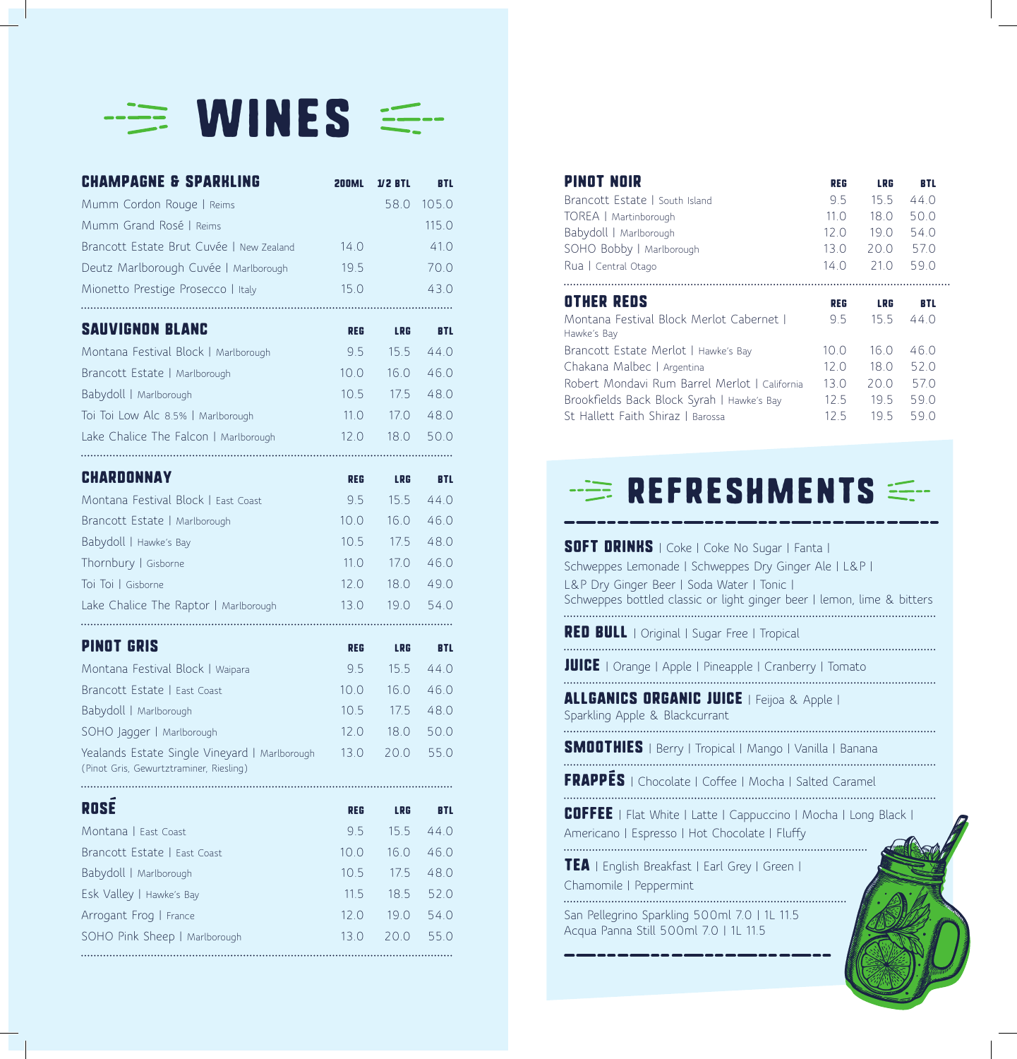# WINES

## CHAMPAGNE & SPARKLING

| CHAMPAGNE & SPARKLING | 200ML | 1/2 BTL | BTL |
|---|---|---|---|
| Mumm Cordon Rouge \| Reims | | 58.0 | 105.0 |
| Mumm Grand Rosé \| Reims | | | 115.0 |
| Brancott Estate Brut Cuvée \| New Zealand | 14.0 | | 41.0 |
| Deutz Marlborough Cuvée \| Marlborough | 19.5 | | 70.0 |
| Mionetto Prestige Prosecco \| Italy | 15.0 | | 43.0 |

## SAUVIGNON BLANC

| SAUVIGNON BLANC | REG | LRG | BTL |
|---|---|---|---|
| Montana Festival Block \| Marlborough | 9.5 | 15.5 | 44.0 |
| Brancott Estate \| Marlborough | 10.0 | 16.0 | 46.0 |
| Babydoll \| Marlborough | 10.5 | 17.5 | 48.0 |
| Toi Toi Low Alc 8.5% \| Marlborough | 11.0 | 17.0 | 48.0 |
| Lake Chalice The Falcon \| Marlborough | 12.0 | 18.0 | 50.0 |

## CHARDONNAY

| CHARDONNAY | REG | LRG | BTL |
|---|---|---|---|
| Montana Festival Block \| East Coast | 9.5 | 15.5 | 44.0 |
| Brancott Estate \| Marlborough | 10.0 | 16.0 | 46.0 |
| Babydoll \| Hawke's Bay | 10.5 | 17.5 | 48.0 |
| Thornbury \| Gisborne | 11.0 | 17.0 | 46.0 |
| Toi Toi \| Gisborne | 12.0 | 18.0 | 49.0 |
| Lake Chalice The Raptor \| Marlborough | 13.0 | 19.0 | 54.0 |

## PINOT GRIS

| PINOT GRIS | REG | LRG | BTL |
|---|---|---|---|
| Montana Festival Block \| Waipara | 9.5 | 15.5 | 44.0 |
| Brancott Estate \| East Coast | 10.0 | 16.0 | 46.0 |
| Babydoll \| Marlborough | 10.5 | 17.5 | 48.0 |
| SOHO Jagger \| Marlborough | 12.0 | 18.0 | 50.0 |
| Yealands Estate Single Vineyard \| Marlborough (Pinot Gris, Gewurtztraminer, Riesling) | 13.0 | 20.0 | 55.0 |

## ROSÉ

| ROSÉ | REG | LRG | BTL |
|---|---|---|---|
| Montana \| East Coast | 9.5 | 15.5 | 44.0 |
| Brancott Estate \| East Coast | 10.0 | 16.0 | 46.0 |
| Babydoll \| Marlborough | 10.5 | 17.5 | 48.0 |
| Esk Valley \| Hawke's Bay | 11.5 | 18.5 | 52.0 |
| Arrogant Frog \| France | 12.0 | 19.0 | 54.0 |
| SOHO Pink Sheep \| Marlborough | 13.0 | 20.0 | 55.0 |

## PINOT NOIR

| PINOT NOIR | REG | LRG | BTL |
|---|---|---|---|
| Brancott Estate \| South Island | 9.5 | 15.5 | 44.0 |
| TOREA \| Martinborough | 11.0 | 18.0 | 50.0 |
| Babydoll \| Marlborough | 12.0 | 19.0 | 54.0 |
| SOHO Bobby \| Marlborough | 13.0 | 20.0 | 57.0 |
| Rua \| Central Otago | 14.0 | 21.0 | 59.0 |

## OTHER REDS

| OTHER REDS | REG | LRG | BTL |
|---|---|---|---|
| Montana Festival Block Merlot Cabernet \| Hawke's Bay | 9.5 | 15.5 | 44.0 |
| Brancott Estate Merlot \| Hawke's Bay | 10.0 | 16.0 | 46.0 |
| Chakana Malbec \| Argentina | 12.0 | 18.0 | 52.0 |
| Robert Mondavi Rum Barrel Merlot \| California | 13.0 | 20.0 | 57.0 |
| Brookfields Back Block Syrah \| Hawke's Bay | 12.5 | 19.5 | 59.0 |
| St Hallett Faith Shiraz \| Barossa | 12.5 | 19.5 | 59.0 |

# REFRESHMENTS

**SOFT DRINKS** | Coke | Coke No Sugar | Fanta | Schweppes Lemonade | Schweppes Dry Ginger Ale | L&P | L&P Dry Ginger Beer | Soda Water | Tonic | Schweppes bottled classic or light ginger beer | lemon, lime & bitters

**RED BULL** | Original | Sugar Free | Tropical

**JUICE** | Orange | Apple | Pineapple | Cranberry | Tomato

**ALLGANICS ORGANIC JUICE** | Feijoa & Apple | Sparkling Apple & Blackcurrant

**SMOOTHIES** | Berry | Tropical | Mango | Vanilla | Banana

**FRAPPÉS** | Chocolate | Coffee | Mocha | Salted Caramel

**COFFEE** | Flat White | Latte | Cappuccino | Mocha | Long Black | Americano | Espresso | Hot Chocolate | Fluffy

**TEA** | English Breakfast | Earl Grey | Green | Chamomile | Peppermint

San Pellegrino Sparkling 500ml 7.0 | 1L 11.5
Acqua Panna Still 500ml 7.0 | 1L 11.5